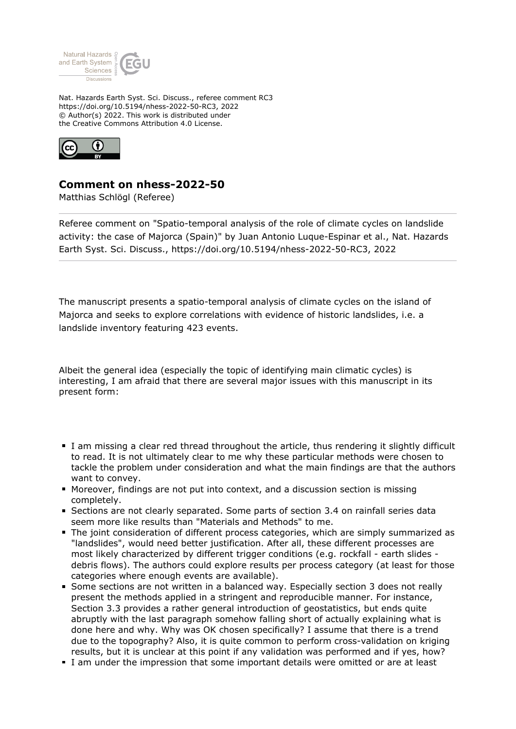Nat. Hazards Earth Syst. Sci. Discuss., referee comment RC3
https://doi.org/10.5194/nhess-2022-50-RC3, 2022
© Author(s) 2022. This work is distributed under
the Creative Commons Attribution 4.0 License.

## Comment on nhess-2022-50

Matthias Schlögl (Referee)

Referee comment on "Spatio-temporal analysis of the role of climate cycles on landslide activity: the case of Majorca (Spain)" by Juan Antonio Luque-Espinar et al., Nat. Hazards Earth Syst. Sci. Discuss., https://doi.org/10.5194/nhess-2022-50-RC3, 2022

The manuscript presents a spatio-temporal analysis of climate cycles on the island of Majorca and seeks to explore correlations with evidence of historic landslides, i.e. a landslide inventory featuring 423 events.

Albeit the general idea (especially the topic of identifying main climatic cycles) is interesting, I am afraid that there are several major issues with this manuscript in its present form:

- I am missing a clear red thread throughout the article, thus rendering it slightly difficult to read. It is not ultimately clear to me why these particular methods were chosen to tackle the problem under consideration and what the main findings are that the authors want to convey.
- Moreover, findings are not put into context, and a discussion section is missing completely.
- Sections are not clearly separated. Some parts of section 3.4 on rainfall series data seem more like results than "Materials and Methods" to me.
- The joint consideration of different process categories, which are simply summarized as "landslides", would need better justification. After all, these different processes are most likely characterized by different trigger conditions (e.g. rockfall - earth slides - debris flows). The authors could explore results per process category (at least for those categories where enough events are available).
- Some sections are not written in a balanced way. Especially section 3 does not really present the methods applied in a stringent and reproducible manner. For instance, Section 3.3 provides a rather general introduction of geostatistics, but ends quite abruptly with the last paragraph somehow falling short of actually explaining what is done here and why. Why was OK chosen specifically? I assume that there is a trend due to the topography? Also, it is quite common to perform cross-validation on kriging results, but it is unclear at this point if any validation was performed and if yes, how?
- I am under the impression that some important details were omitted or are at least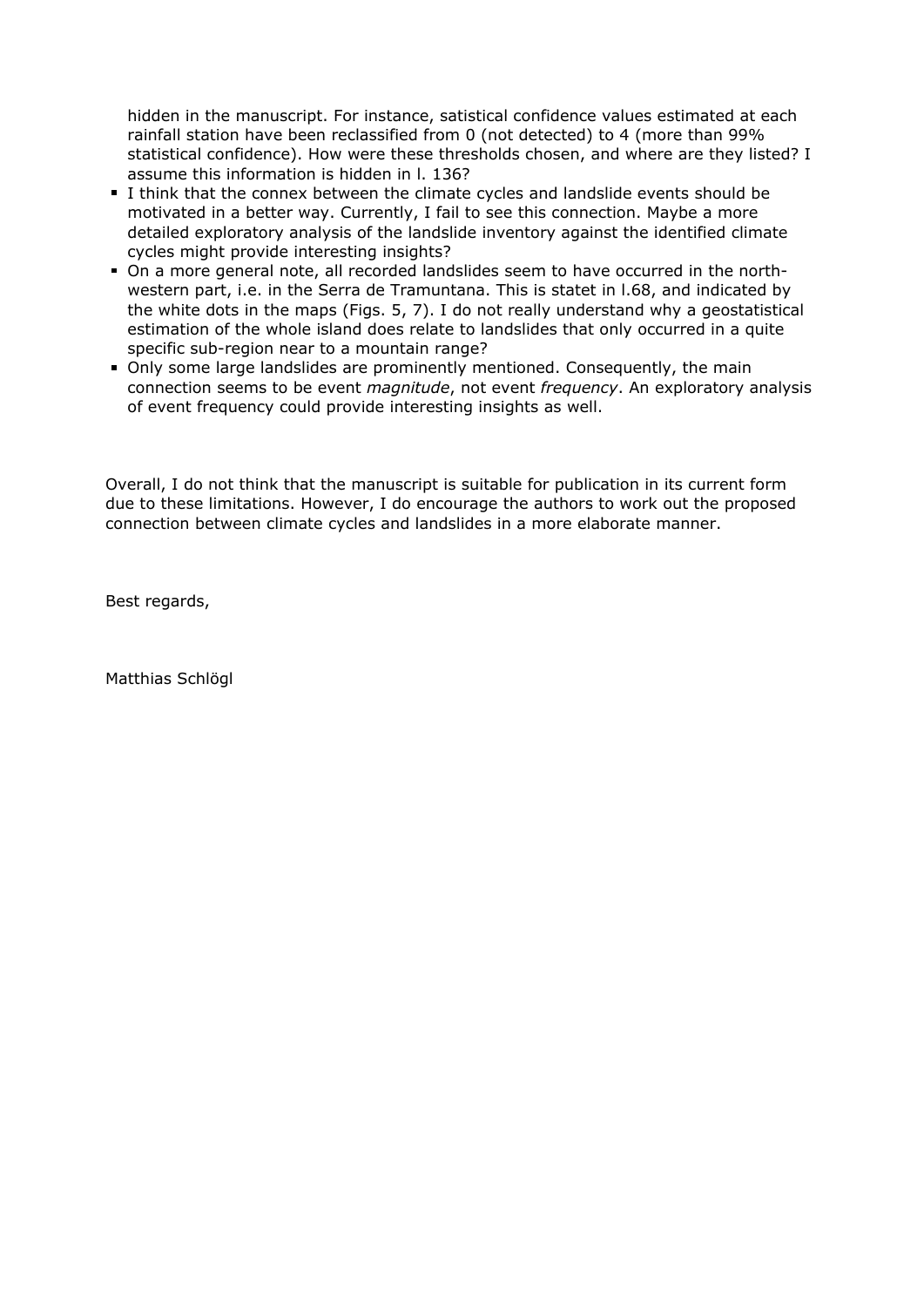hidden in the manuscript. For instance, satistical confidence values estimated at each rainfall station have been reclassified from 0 (not detected) to 4 (more than 99% statistical confidence). How were these thresholds chosen, and where are they listed? I assume this information is hidden in l. 136?

- I think that the connex between the climate cycles and landslide events should be motivated in a better way. Currently, I fail to see this connection. Maybe a more detailed exploratory analysis of the landslide inventory against the identified climate cycles might provide interesting insights?
- On a more general note, all recorded landslides seem to have occurred in the north-western part, i.e. in the Serra de Tramuntana. This is statet in l.68, and indicated by the white dots in the maps (Figs. 5, 7). I do not really understand why a geostatistical estimation of the whole island does relate to landslides that only occurred in a quite specific sub-region near to a mountain range?
- Only some large landslides are prominently mentioned. Consequently, the main connection seems to be event *magnitude*, not event *frequency*. An exploratory analysis of event frequency could provide interesting insights as well.

Overall, I do not think that the manuscript is suitable for publication in its current form due to these limitations. However, I do encourage the authors to work out the proposed connection between climate cycles and landslides in a more elaborate manner.

Best regards,

Matthias Schlögl